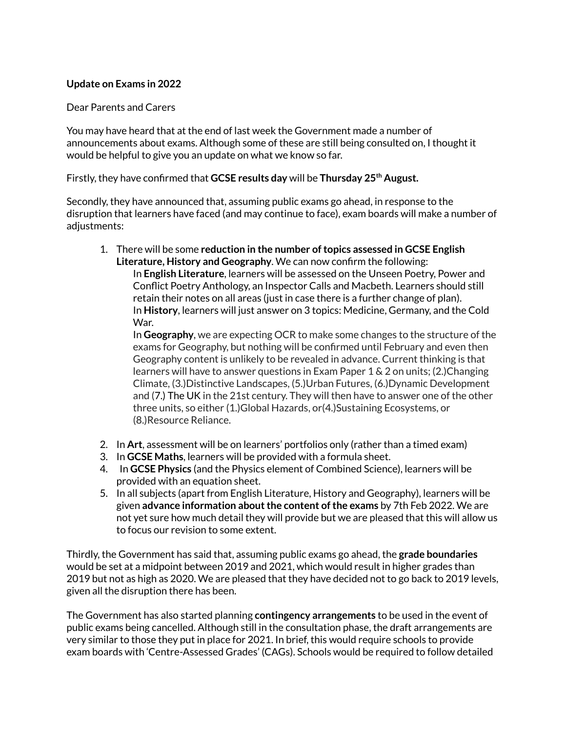**Update on Exams in 2022**

Dear Parents and Carers

You may have heard that at the end of last week the Government made a number of announcements about exams. Although some of these are still being consulted on, I thought it would be helpful to give you an update on what we know so far.

Firstly, they have confirmed that **GCSE results day** will be **Thursday 25th August.**

Secondly, they have announced that, assuming public exams go ahead, in response to the disruption that learners have faced (and may continue to face), exam boards will make a number of adjustments:

1. There will be some **reduction in the number of topics assessed in GCSE English Literature, History and Geography**. We can now confirm the following:

   In **English Literature**, learners will be assessed on the Unseen Poetry, Power and Conflict Poetry Anthology, an Inspector Calls and Macbeth. Learners should still retain their notes on all areas (just in case there is a further change of plan).

   In **History**, learners will just answer on 3 topics: Medicine, Germany, and the Cold War.

   In **Geography**, we are expecting OCR to make some changes to the structure of the exams for Geography, but nothing will be confirmed until February and even then Geography content is unlikely to be revealed in advance. Current thinking is that learners will have to answer questions in Exam Paper 1 & 2 on units; (2.)Changing Climate, (3.)Distinctive Landscapes, (5.)Urban Futures, (6.)Dynamic Development and (7.) The UK in the 21st century. They will then have to answer one of the other three units, so either (1.)Global Hazards, or(4.)Sustaining Ecosystems, or (8.)Resource Reliance.

2. In **Art**, assessment will be on learners' portfolios only (rather than a timed exam)
3. In **GCSE Maths**, learners will be provided with a formula sheet.
4. In **GCSE Physics** (and the Physics element of Combined Science), learners will be provided with an equation sheet.
5. In all subjects (apart from English Literature, History and Geography), learners will be given **advance information about the content of the exams** by 7th Feb 2022. We are not yet sure how much detail they will provide but we are pleased that this will allow us to focus our revision to some extent.

Thirdly, the Government has said that, assuming public exams go ahead, the **grade boundaries** would be set at a midpoint between 2019 and 2021, which would result in higher grades than 2019 but not as high as 2020. We are pleased that they have decided not to go back to 2019 levels, given all the disruption there has been.

The Government has also started planning **contingency arrangements** to be used in the event of public exams being cancelled. Although still in the consultation phase, the draft arrangements are very similar to those they put in place for 2021. In brief, this would require schools to provide exam boards with 'Centre-Assessed Grades' (CAGs). Schools would be required to follow detailed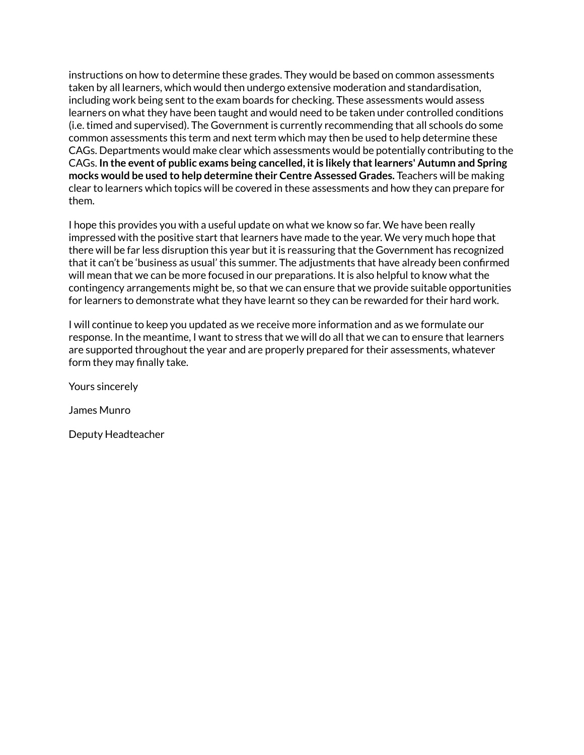instructions on how to determine these grades. They would be based on common assessments taken by all learners, which would then undergo extensive moderation and standardisation, including work being sent to the exam boards for checking. These assessments would assess learners on what they have been taught and would need to be taken under controlled conditions (i.e. timed and supervised). The Government is currently recommending that all schools do some common assessments this term and next term which may then be used to help determine these CAGs. Departments would make clear which assessments would be potentially contributing to the CAGs. **In the event of public exams being cancelled, it is likely that learners' Autumn and Spring mocks would be used to help determine their Centre Assessed Grades.** Teachers will be making clear to learners which topics will be covered in these assessments and how they can prepare for them.

I hope this provides you with a useful update on what we know so far. We have been really impressed with the positive start that learners have made to the year. We very much hope that there will be far less disruption this year but it is reassuring that the Government has recognized that it can't be 'business as usual' this summer. The adjustments that have already been confirmed will mean that we can be more focused in our preparations. It is also helpful to know what the contingency arrangements might be, so that we can ensure that we provide suitable opportunities for learners to demonstrate what they have learnt so they can be rewarded for their hard work.

I will continue to keep you updated as we receive more information and as we formulate our response. In the meantime, I want to stress that we will do all that we can to ensure that learners are supported throughout the year and are properly prepared for their assessments, whatever form they may finally take.

Yours sincerely

James Munro

Deputy Headteacher